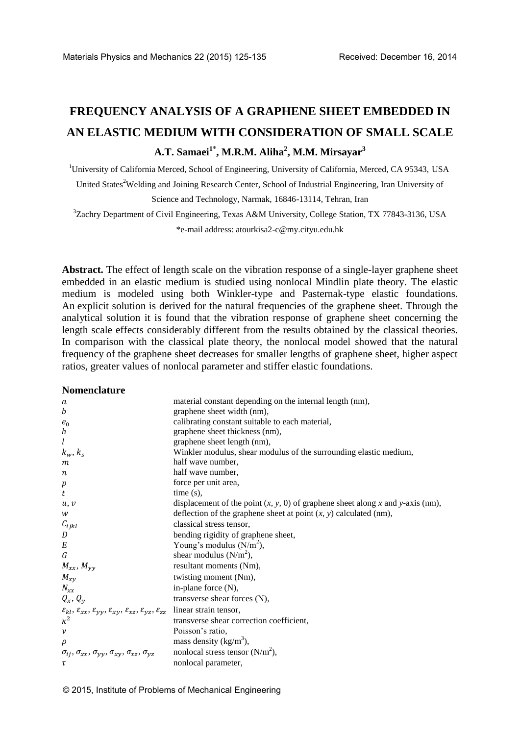# FREQUENCY ANALYSIS OF A GRAPHENE SHEET EMBEDDED IN AN ELASTIC MEDIUM WITH CONSIDERATION OF SMALL SCALE

**A.T. Samaei[1*], M.R.M. Aliha[2], M.M. Mirsayar[3]**

[1]University of California Merced, School of Engineering, University of California, Merced, CA 95343, USA United States[2]Welding and Joining Research Center, School of Industrial Engineering, Iran University of Science and Technology, Narmak, 16846-13114, Tehran, Iran

[3]Zachry Department of Civil Engineering, Texas A&M University, College Station, TX 77843-3136, USA

*e-mail address: atourkisa2-c@my.cityu.edu.hk

**Abstract.** The effect of length scale on the vibration response of a single-layer graphene sheet embedded in an elastic medium is studied using nonlocal Mindlin plate theory. The elastic medium is modeled using both Winkler-type and Pasternak-type elastic foundations. An explicit solution is derived for the natural frequencies of the graphene sheet. Through the analytical solution it is found that the vibration response of graphene sheet concerning the length scale effects considerably different from the results obtained by the classical theories. In comparison with the classical plate theory, the nonlocal model showed that the natural frequency of the graphene sheet decreases for smaller lengths of graphene sheet, higher aspect ratios, greater values of nonlocal parameter and stiffer elastic foundations.

## Nomenclature

| | |
|---|---|
| $a$ | material constant depending on the internal length (nm), |
| $b$ | graphene sheet width (nm), |
| $e_0$ | calibrating constant suitable to each material, |
| $h$ | graphene sheet thickness (nm), |
| $l$ | graphene sheet length (nm), |
| $k_w, k_s$ | Winkler modulus, shear modulus of the surrounding elastic medium, |
| $m$ | half wave number, |
| $n$ | half wave number, |
| $p$ | force per unit area, |
| $t$ | time (s), |
| $u, v$ | displacement of the point $(x, y, 0)$ of graphene sheet along $x$ and $y$-axis (nm), |
| $w$ | deflection of the graphene sheet at point $(x, y)$ calculated (nm), |
| $C_{ijkl}$ | classical stress tensor, |
| $D$ | bending rigidity of graphene sheet, |
| $E$ | Young's modulus ($N/m^2$), |
| $G$ | shear modulus ($N/m^2$), |
| $M_{xx}, M_{yy}$ | resultant moments (Nm), |
| $M_{xy}$ | twisting moment (Nm), |
| $N_{xx}$ | in-plane force (N), |
| $Q_x, Q_y$ | transverse shear forces (N), |
| $\varepsilon_{kl}, \varepsilon_{xx}, \varepsilon_{yy}, \varepsilon_{xy}, \varepsilon_{xz}, \varepsilon_{yz}, \varepsilon_{zz}$ | linear strain tensor, |
| $\kappa^2$ | transverse shear correction coefficient, |
| $\nu$ | Poisson's ratio, |
| $\rho$ | mass density ($kg/m^3$), |
| $\sigma_{ij}, \sigma_{xx}, \sigma_{yy}, \sigma_{xy}, \sigma_{xz}, \sigma_{yz}$ | nonlocal stress tensor ($N/m^2$), |
| $\tau$ | nonlocal parameter, |

© 2015, Institute of Problems of Mechanical Engineering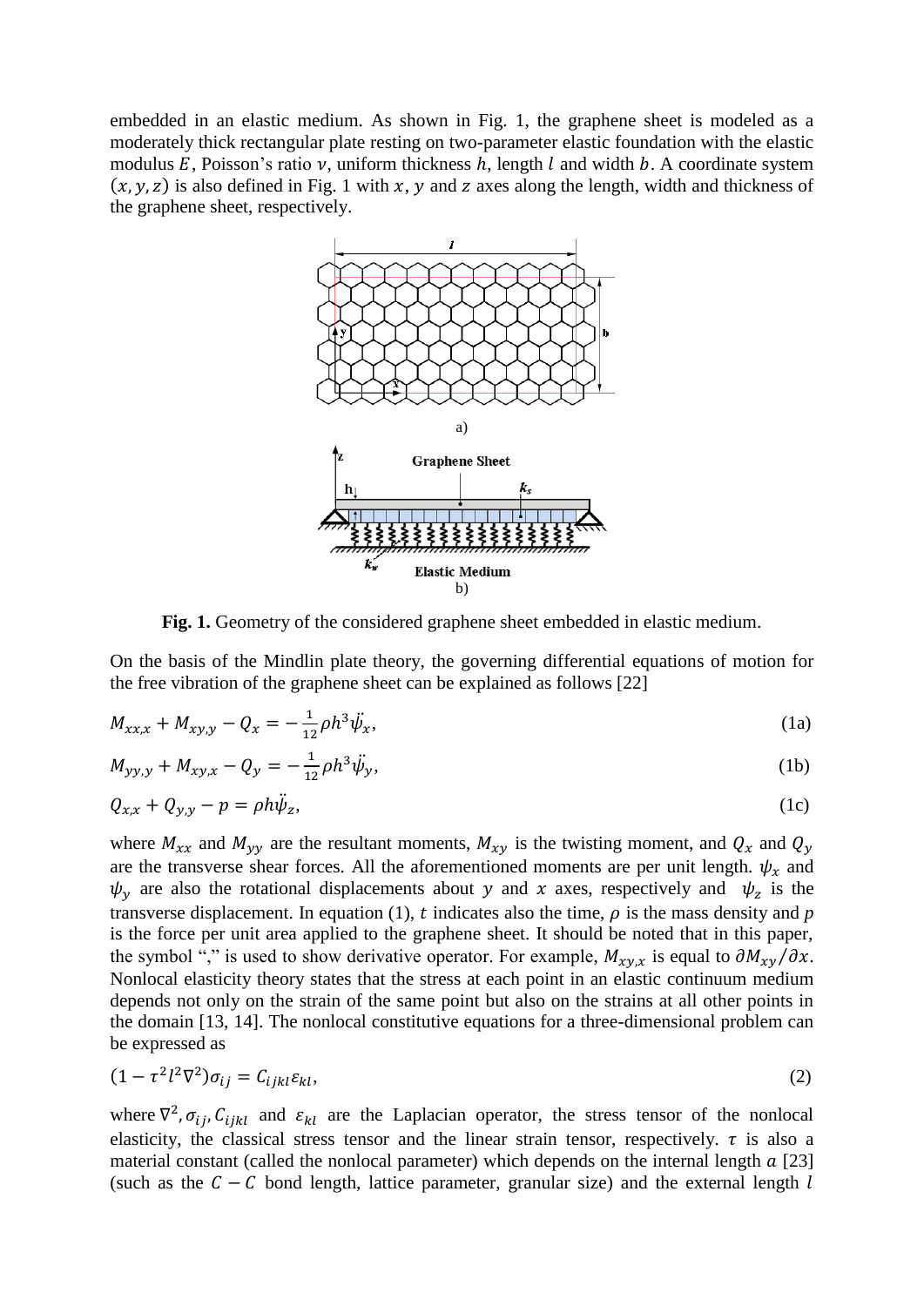embedded in an elastic medium. As shown in Fig. 1, the graphene sheet is modeled as a moderately thick rectangular plate resting on two-parameter elastic foundation with the elastic modulus $E$, Poisson's ratio $\nu$, uniform thickness $h$, length $l$ and width $b$. A coordinate system $(x, y, z)$ is also defined in Fig. 1 with $x$, $y$ and $z$ axes along the length, width and thickness of the graphene sheet, respectively.

**Fig. 1.** Geometry of the considered graphene sheet embedded in elastic medium.

On the basis of the Mindlin plate theory, the governing differential equations of motion for the free vibration of the graphene sheet can be explained as follows [22]

$$M_{xx,x} + M_{xy,y} - Q_x = -\frac{1}{12}\rho h^3 \ddot{\psi}_x, \tag{1a}$$

$$M_{yy,y} + M_{xy,x} - Q_y = -\frac{1}{12}\rho h^3 \ddot{\psi}_y, \tag{1b}$$

$$Q_{x,x} + Q_{y,y} - p = \rho h \ddot{\psi}_z, \tag{1c}$$

where $M_{xx}$ and $M_{yy}$ are the resultant moments, $M_{xy}$ is the twisting moment, and $Q_x$ and $Q_y$ are the transverse shear forces. All the aforementioned moments are per unit length. $\psi_x$ and $\psi_y$ are also the rotational displacements about $y$ and $x$ axes, respectively and $\psi_z$ is the transverse displacement. In equation (1), $t$ indicates also the time, $\rho$ is the mass density and $p$ is the force per unit area applied to the graphene sheet. It should be noted that in this paper, the symbol "," is used to show derivative operator. For example, $M_{xy,x}$ is equal to $\partial M_{xy}/\partial x$. Nonlocal elasticity theory states that the stress at each point in an elastic continuum medium depends not only on the strain of the same point but also on the strains at all other points in the domain [13, 14]. The nonlocal constitutive equations for a three-dimensional problem can be expressed as

$$(1 - \tau^2 l^2 \nabla^2)\sigma_{ij} = C_{ijkl}\varepsilon_{kl}, \tag{2}$$

where $\nabla^2, \sigma_{ij}, C_{ijkl}$ and $\varepsilon_{kl}$ are the Laplacian operator, the stress tensor of the nonlocal elasticity, the classical stress tensor and the linear strain tensor, respectively. $\tau$ is also a material constant (called the nonlocal parameter) which depends on the internal length $a$ [23] (such as the $C-C$ bond length, lattice parameter, granular size) and the external length $l$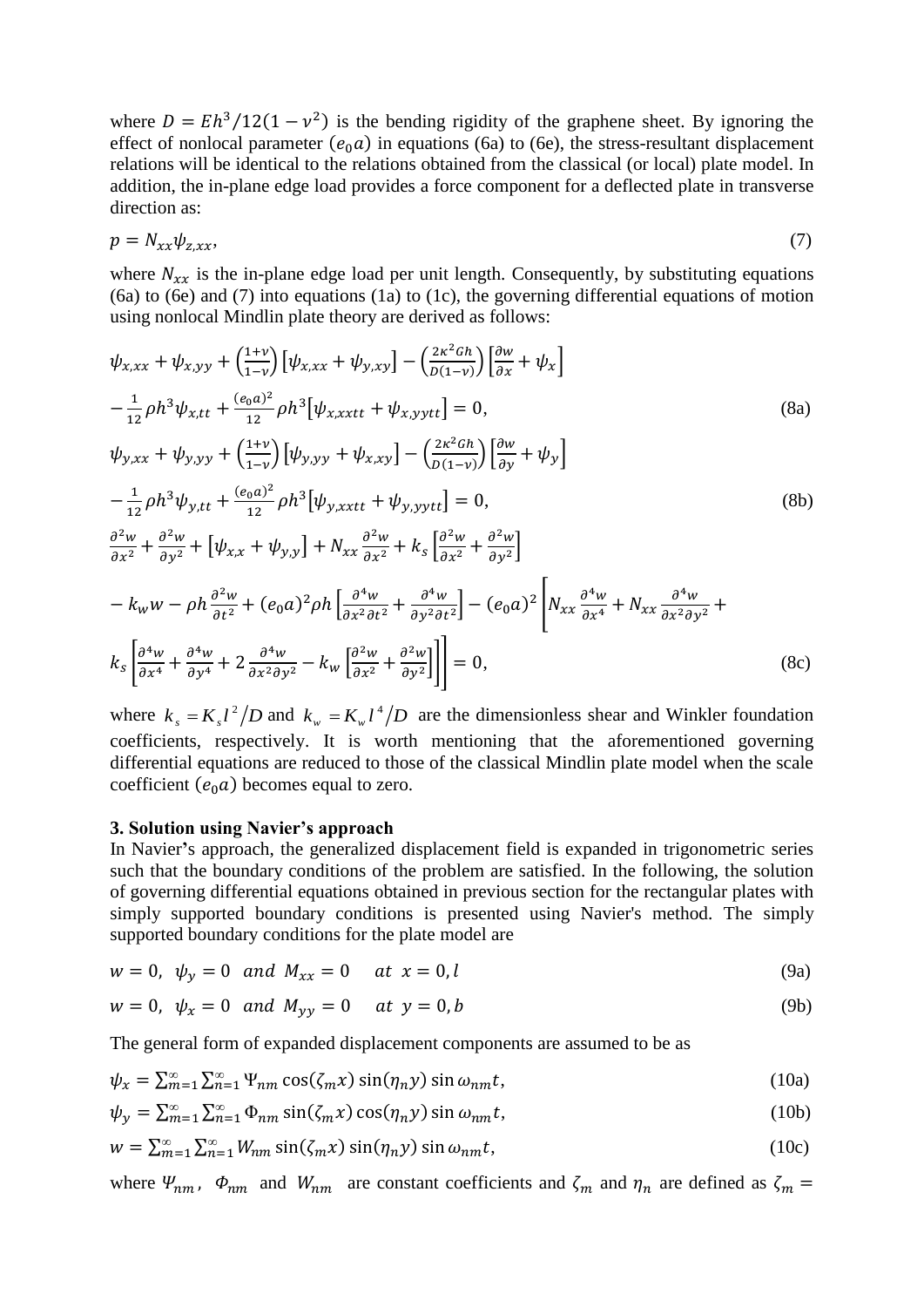where $D = Eh^3/12(1-\nu^2)$ is the bending rigidity of the graphene sheet. By ignoring the effect of nonlocal parameter $(e_0a)$ in equations (6a) to (6e), the stress-resultant displacement relations will be identical to the relations obtained from the classical (or local) plate model. In addition, the in-plane edge load provides a force component for a deflected plate in transverse direction as:

$$p = N_{xx}\psi_{z,xx}, \tag{7}$$

where $N_{xx}$ is the in-plane edge load per unit length. Consequently, by substituting equations (6a) to (6e) and (7) into equations (1a) to (1c), the governing differential equations of motion using nonlocal Mindlin plate theory are derived as follows:

$$\psi_{x,xx} + \psi_{x,yy} + \left(\frac{1+\nu}{1-\nu}\right)\left[\psi_{x,xx} + \psi_{y,xy}\right] - \left(\frac{2\kappa^2 Gh}{D(1-\nu)}\right)\left[\frac{\partial w}{\partial x} + \psi_x\right]$$
$$-\frac{1}{12}\rho h^3\psi_{x,tt} + \frac{(e_0a)^2}{12}\rho h^3\left[\psi_{x,xxtt} + \psi_{x,yytt}\right] = 0, \tag{8a}$$

$$\psi_{y,xx} + \psi_{y,yy} + \left(\frac{1+\nu}{1-\nu}\right)\left[\psi_{y,yy} + \psi_{x,xy}\right] - \left(\frac{2\kappa^2 Gh}{D(1-\nu)}\right)\left[\frac{\partial w}{\partial y} + \psi_y\right]$$
$$-\frac{1}{12}\rho h^3\psi_{y,tt} + \frac{(e_0a)^2}{12}\rho h^3\left[\psi_{y,xxtt} + \psi_{y,yytt}\right] = 0, \tag{8b}$$

$$\frac{\partial^2 w}{\partial x^2} + \frac{\partial^2 w}{\partial y^2} + \left[\psi_{x,x} + \psi_{y,y}\right] + N_{xx}\frac{\partial^2 w}{\partial x^2} + k_s\left[\frac{\partial^2 w}{\partial x^2} + \frac{\partial^2 w}{\partial y^2}\right]$$
$$-k_w w - \rho h\frac{\partial^2 w}{\partial t^2} + (e_0a)^2\rho h\left[\frac{\partial^4 w}{\partial x^2\partial t^2} + \frac{\partial^4 w}{\partial y^2\partial t^2}\right] - (e_0a)^2\Bigg[N_{xx}\frac{\partial^4 w}{\partial x^4} + N_{xx}\frac{\partial^4 w}{\partial x^2\partial y^2} +$$
$$k_s\left[\frac{\partial^4 w}{\partial x^4} + \frac{\partial^4 w}{\partial y^4} + 2\frac{\partial^4 w}{\partial x^2\partial y^2} - k_w\left[\frac{\partial^2 w}{\partial x^2} + \frac{\partial^2 w}{\partial y^2}\right]\right]\Bigg] = 0, \tag{8c}$$

where $k_s = K_s l^2/D$ and $k_w = K_w l^4/D$ are the dimensionless shear and Winkler foundation coefficients, respectively. It is worth mentioning that the aforementioned governing differential equations are reduced to those of the classical Mindlin plate model when the scale coefficient $(e_0a)$ becomes equal to zero.

### 3. Solution using Navier's approach

In Navier's approach, the generalized displacement field is expanded in trigonometric series such that the boundary conditions of the problem are satisfied. In the following, the solution of governing differential equations obtained in previous section for the rectangular plates with simply supported boundary conditions is presented using Navier's method. The simply supported boundary conditions for the plate model are

$$w = 0,\ \ \psi_y = 0\ \ and\ \ M_{xx} = 0 \quad at\ \ x = 0, l \tag{9a}$$

$$w = 0,\ \ \psi_x = 0\ \ and\ \ M_{yy} = 0 \quad at\ \ y = 0, b \tag{9b}$$

The general form of expanded displacement components are assumed to be as

$$\psi_x = \sum_{m=1}^{\infty}\sum_{n=1}^{\infty}\Psi_{nm}\cos(\zeta_m x)\sin(\eta_n y)\sin\omega_{nm}t, \tag{10a}$$

$$\psi_y = \sum_{m=1}^{\infty}\sum_{n=1}^{\infty}\Phi_{nm}\sin(\zeta_m x)\cos(\eta_n y)\sin\omega_{nm}t, \tag{10b}$$

$$w = \sum_{m=1}^{\infty}\sum_{n=1}^{\infty}W_{nm}\sin(\zeta_m x)\sin(\eta_n y)\sin\omega_{nm}t, \tag{10c}$$

where $\Psi_{nm}$, $\Phi_{nm}$ and $W_{nm}$ are constant coefficients and $\zeta_m$ and $\eta_n$ are defined as $\zeta_m =$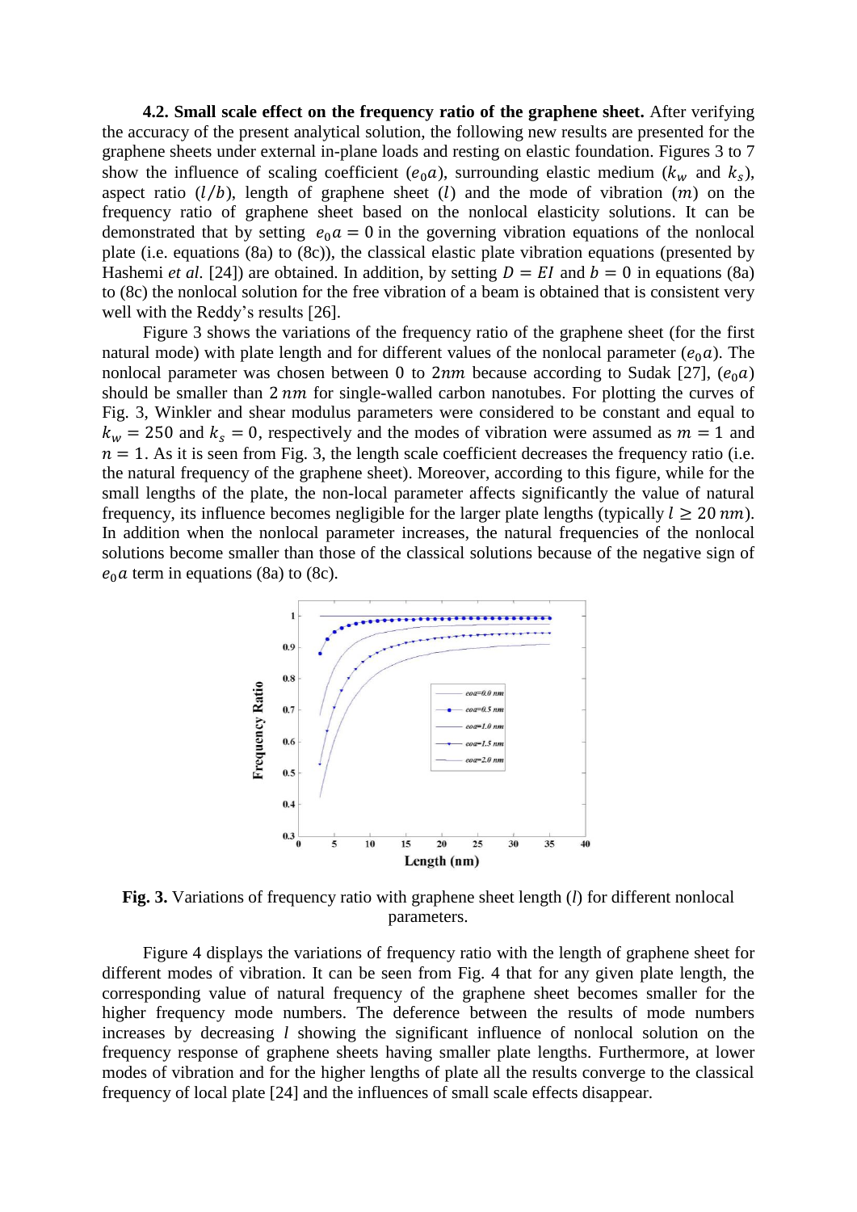**4.2. Small scale effect on the frequency ratio of the graphene sheet.** After verifying the accuracy of the present analytical solution, the following new results are presented for the graphene sheets under external in-plane loads and resting on elastic foundation. Figures 3 to 7 show the influence of scaling coefficient ($e_0a$), surrounding elastic medium ($k_w$ and $k_s$), aspect ratio ($l/b$), length of graphene sheet ($l$) and the mode of vibration ($m$) on the frequency ratio of graphene sheet based on the nonlocal elasticity solutions. It can be demonstrated that by setting $e_0a = 0$ in the governing vibration equations of the nonlocal plate (i.e. equations (8a) to (8c)), the classical elastic plate vibration equations (presented by Hashemi *et al.* [24]) are obtained. In addition, by setting $D = EI$ and $b = 0$ in equations (8a) to (8c) the nonlocal solution for the free vibration of a beam is obtained that is consistent very well with the Reddy's results [26].

Figure 3 shows the variations of the frequency ratio of the graphene sheet (for the first natural mode) with plate length and for different values of the nonlocal parameter ($e_0a$). The nonlocal parameter was chosen between 0 to $2nm$ because according to Sudak [27], ($e_0a$) should be smaller than $2\,nm$ for single-walled carbon nanotubes. For plotting the curves of Fig. 3, Winkler and shear modulus parameters were considered to be constant and equal to $k_w = 250$ and $k_s = 0$, respectively and the modes of vibration were assumed as $m = 1$ and $n = 1$. As it is seen from Fig. 3, the length scale coefficient decreases the frequency ratio (i.e. the natural frequency of the graphene sheet). Moreover, according to this figure, while for the small lengths of the plate, the non-local parameter affects significantly the value of natural frequency, its influence becomes negligible for the larger plate lengths (typically $l \geq 20\,nm$). In addition when the nonlocal parameter increases, the natural frequencies of the nonlocal solutions become smaller than those of the classical solutions because of the negative sign of $e_0a$ term in equations (8a) to (8c).

**Fig. 3.** Variations of frequency ratio with graphene sheet length ($l$) for different nonlocal parameters.

Figure 4 displays the variations of frequency ratio with the length of graphene sheet for different modes of vibration. It can be seen from Fig. 4 that for any given plate length, the corresponding value of natural frequency of the graphene sheet becomes smaller for the higher frequency mode numbers. The deference between the results of mode numbers increases by decreasing $l$ showing the significant influence of nonlocal solution on the frequency response of graphene sheets having smaller plate lengths. Furthermore, at lower modes of vibration and for the higher lengths of plate all the results converge to the classical frequency of local plate [24] and the influences of small scale effects disappear.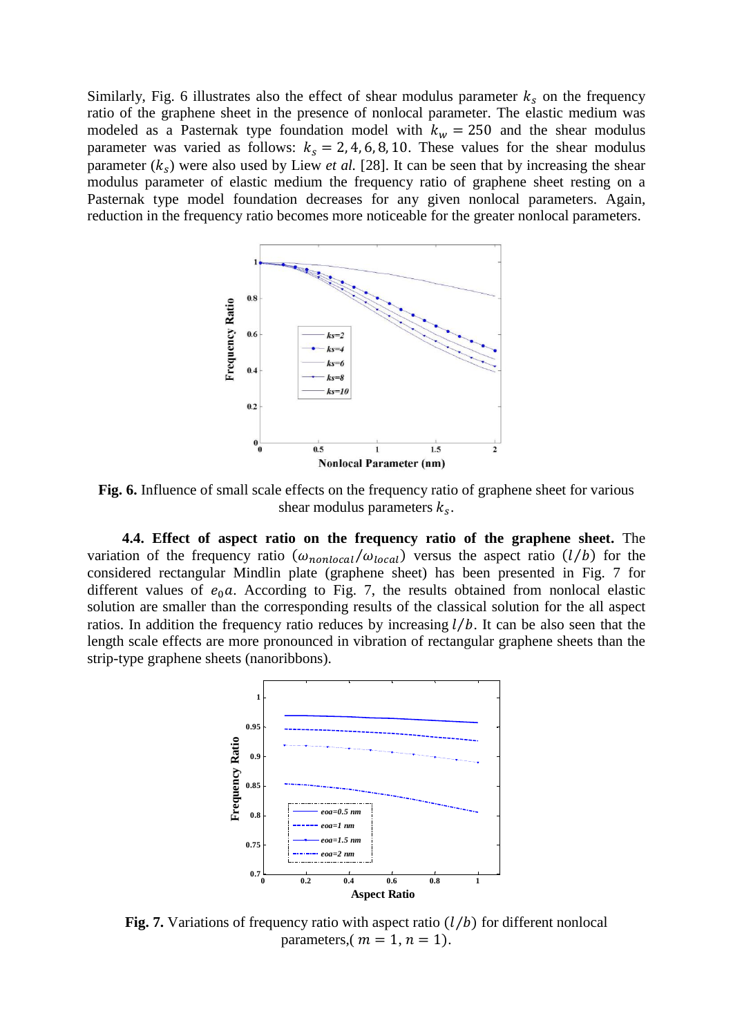Similarly, Fig. 6 illustrates also the effect of shear modulus parameter $k_s$ on the frequency ratio of the graphene sheet in the presence of nonlocal parameter. The elastic medium was modeled as a Pasternak type foundation model with $k_w = 250$ and the shear modulus parameter was varied as follows: $k_s = 2, 4, 6, 8, 10$. These values for the shear modulus parameter ($k_s$) were also used by Liew *et al.* [28]. It can be seen that by increasing the shear modulus parameter of elastic medium the frequency ratio of graphene sheet resting on a Pasternak type model foundation decreases for any given nonlocal parameters. Again, reduction in the frequency ratio becomes more noticeable for the greater nonlocal parameters.

**Fig. 6.** Influence of small scale effects on the frequency ratio of graphene sheet for various shear modulus parameters $k_s$.

**4.4. Effect of aspect ratio on the frequency ratio of the graphene sheet.** The variation of the frequency ratio ($\omega_{nonlocal}/\omega_{local}$) versus the aspect ratio ($l/b$) for the considered rectangular Mindlin plate (graphene sheet) has been presented in Fig. 7 for different values of $e_0a$. According to Fig. 7, the results obtained from nonlocal elastic solution are smaller than the corresponding results of the classical solution for the all aspect ratios. In addition the frequency ratio reduces by increasing $l/b$. It can be also seen that the length scale effects are more pronounced in vibration of rectangular graphene sheets than the strip-type graphene sheets (nanoribbons).

**Fig. 7.** Variations of frequency ratio with aspect ratio ($l/b$) for different nonlocal parameters,( $m = 1, n = 1$).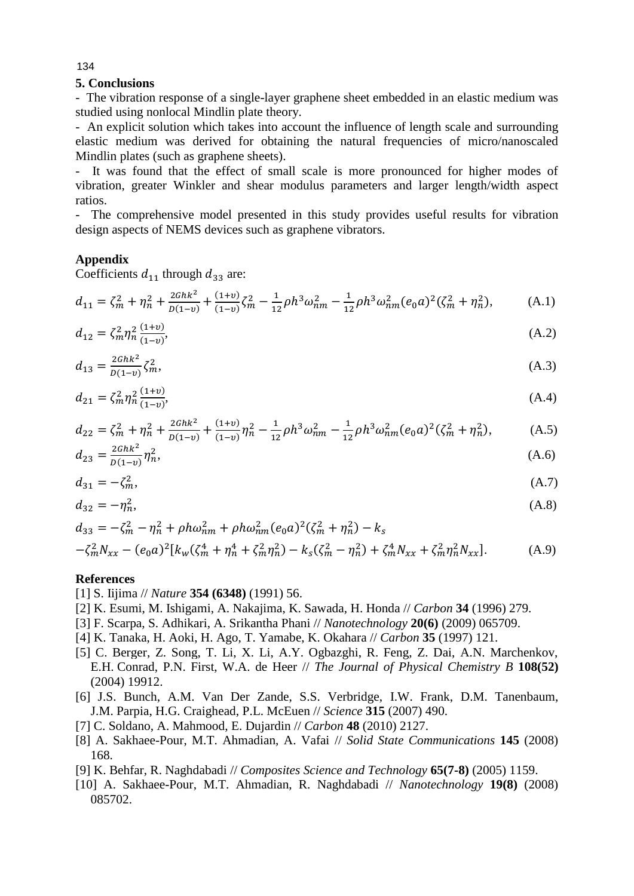## 5. Conclusions

- The vibration response of a single-layer graphene sheet embedded in an elastic medium was studied using nonlocal Mindlin plate theory.
- An explicit solution which takes into account the influence of length scale and surrounding elastic medium was derived for obtaining the natural frequencies of micro/nanoscaled Mindlin plates (such as graphene sheets).
- It was found that the effect of small scale is more pronounced for higher modes of vibration, greater Winkler and shear modulus parameters and larger length/width aspect ratios.
- The comprehensive model presented in this study provides useful results for vibration design aspects of NEMS devices such as graphene vibrators.

## Appendix

Coefficients $d_{11}$ through $d_{33}$ are:

$$d_{11} = \zeta_m^2 + \eta_n^2 + \frac{2Ghk^2}{D(1-\upsilon)} + \frac{(1+\upsilon)}{(1-\upsilon)}\zeta_m^2 - \frac{1}{12}\rho h^3 \omega_{nm}^2 - \frac{1}{12}\rho h^3 \omega_{nm}^2 (e_0 a)^2 (\zeta_m^2 + \eta_n^2), \tag{A.1}$$

$$d_{12} = \zeta_m^2 \eta_n^2 \frac{(1+\upsilon)}{(1-\upsilon)}, \tag{A.2}$$

$$d_{13} = \frac{2Ghk^2}{D(1-\upsilon)}\zeta_m^2, \tag{A.3}$$

$$d_{21} = \zeta_m^2 \eta_n^2 \frac{(1+\upsilon)}{(1-\upsilon)}, \tag{A.4}$$

$$d_{22} = \zeta_m^2 + \eta_n^2 + \frac{2Ghk^2}{D(1-\upsilon)} + \frac{(1+\upsilon)}{(1-\upsilon)}\eta_n^2 - \frac{1}{12}\rho h^3 \omega_{nm}^2 - \frac{1}{12}\rho h^3 \omega_{nm}^2 (e_0 a)^2 (\zeta_m^2 + \eta_n^2), \tag{A.5}$$

$$d_{23} = \frac{2Ghk^2}{D(1-\upsilon)}\eta_n^2, \tag{A.6}$$

$$d_{31} = -\zeta_m^2, \tag{A.7}$$

$$d_{32} = -\eta_n^2, \tag{A.8}$$

$$d_{33} = -\zeta_m^2 - \eta_n^2 + \rho h \omega_{nm}^2 + \rho h \omega_{nm}^2 (e_0 a)^2 (\zeta_m^2 + \eta_n^2) - k_s$$
$$-\zeta_m^2 N_{xx} - (e_0 a)^2 [k_w(\zeta_m^4 + \eta_n^4 + \zeta_m^2 \eta_n^2) - k_s(\zeta_m^2 - \eta_n^2) + \zeta_m^4 N_{xx} + \zeta_m^2 \eta_n^2 N_{xx}]. \tag{A.9}$$

## References

[1] S. Iijima // *Nature* **354 (6348)** (1991) 56.

[2] K. Esumi, M. Ishigami, A. Nakajima, K. Sawada, H. Honda // *Carbon* **34** (1996) 279.

[3] F. Scarpa, S. Adhikari, A. Srikantha Phani // *Nanotechnology* **20(6)** (2009) 065709.

[4] K. Tanaka, H. Aoki, H. Ago, T. Yamabe, K. Okahara // *Carbon* **35** (1997) 121.

[5] C. Berger, Z. Song, T. Li, X. Li, A.Y. Ogbazghi, R. Feng, Z. Dai, A.N. Marchenkov, E.H. Conrad, P.N. First, W.A. de Heer // *The Journal of Physical Chemistry B* **108(52)** (2004) 19912.

[6] J.S. Bunch, A.M. Van Der Zande, S.S. Verbridge, I.W. Frank, D.M. Tanenbaum, J.M. Parpia, H.G. Craighead, P.L. McEuen // *Science* **315** (2007) 490.

[7] C. Soldano, A. Mahmood, E. Dujardin // *Carbon* **48** (2010) 2127.

[8] A. Sakhaee-Pour, M.T. Ahmadian, A. Vafai // *Solid State Communications* **145** (2008) 168.

[9] K. Behfar, R. Naghdabadi // *Composites Science and Technology* **65(7-8)** (2005) 1159.

[10] A. Sakhaee-Pour, M.T. Ahmadian, R. Naghdabadi // *Nanotechnology* **19(8)** (2008) 085702.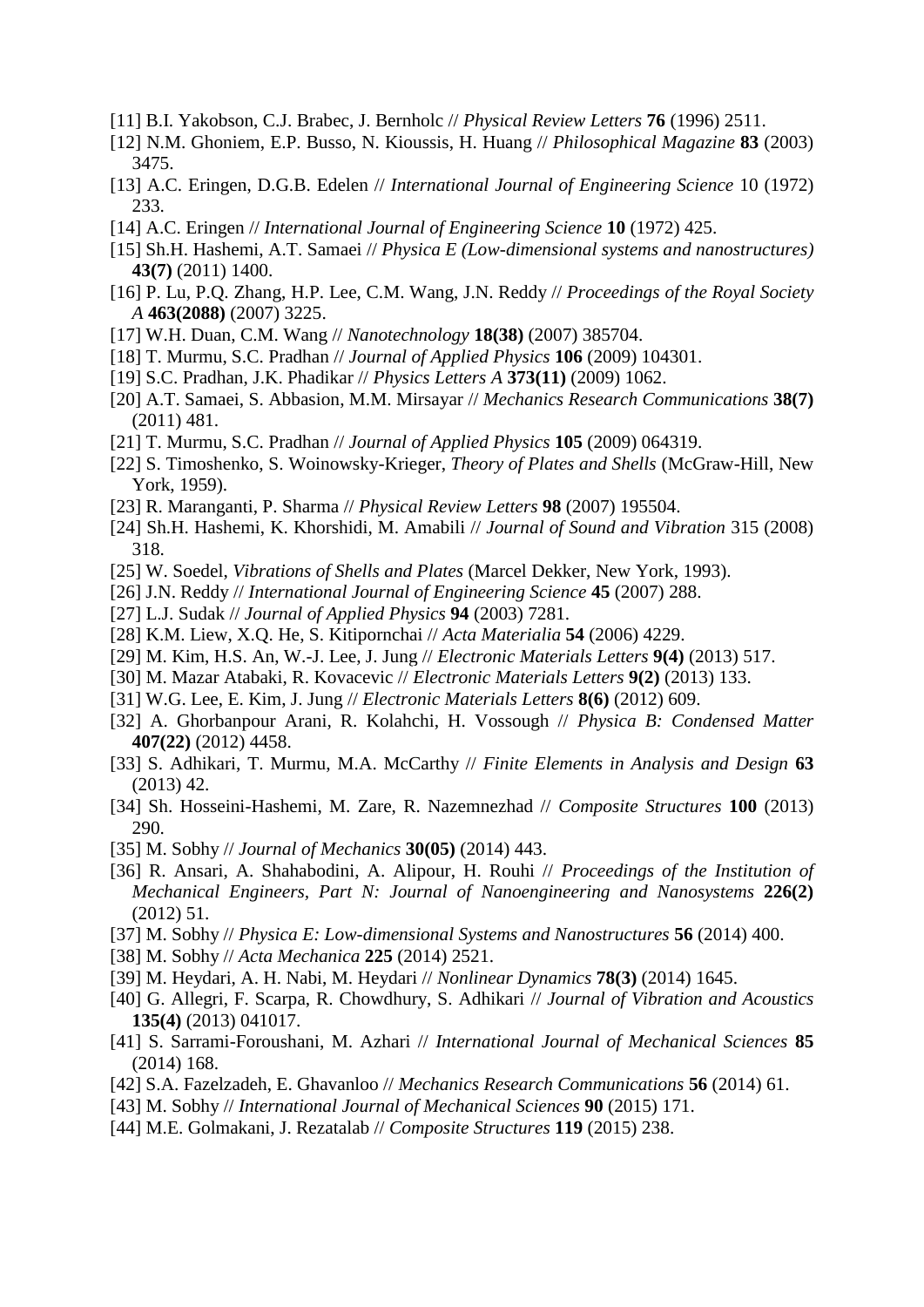[11] B.I. Yakobson, C.J. Brabec, J. Bernholc // *Physical Review Letters* **76** (1996) 2511.

[12] N.M. Ghoniem, E.P. Busso, N. Kioussis, H. Huang // *Philosophical Magazine* **83** (2003) 3475.

[13] A.C. Eringen, D.G.B. Edelen // *International Journal of Engineering Science* 10 (1972) 233.

[14] A.C. Eringen // *International Journal of Engineering Science* **10** (1972) 425.

[15] Sh.H. Hashemi, A.T. Samaei // *Physica E (Low-dimensional systems and nanostructures)* **43(7)** (2011) 1400.

[16] P. Lu, P.Q. Zhang, H.P. Lee, C.M. Wang, J.N. Reddy // *Proceedings of the Royal Society A* **463(2088)** (2007) 3225.

[17] W.H. Duan, C.M. Wang // *Nanotechnology* **18(38)** (2007) 385704.

[18] T. Murmu, S.C. Pradhan // *Journal of Applied Physics* **106** (2009) 104301.

[19] S.C. Pradhan, J.K. Phadikar // *Physics Letters A* **373(11)** (2009) 1062.

[20] A.T. Samaei, S. Abbasion, M.M. Mirsayar // *Mechanics Research Communications* **38(7)** (2011) 481.

[21] T. Murmu, S.C. Pradhan // *Journal of Applied Physics* **105** (2009) 064319.

[22] S. Timoshenko, S. Woinowsky-Krieger, *Theory of Plates and Shells* (McGraw-Hill, New York, 1959).

[23] R. Maranganti, P. Sharma // *Physical Review Letters* **98** (2007) 195504.

[24] Sh.H. Hashemi, K. Khorshidi, M. Amabili // *Journal of Sound and Vibration* 315 (2008) 318.

[25] W. Soedel, *Vibrations of Shells and Plates* (Marcel Dekker, New York, 1993).

[26] J.N. Reddy // *International Journal of Engineering Science* **45** (2007) 288.

[27] L.J. Sudak // *Journal of Applied Physics* **94** (2003) 7281.

[28] K.M. Liew, X.Q. He, S. Kitipornchai // *Acta Materialia* **54** (2006) 4229.

[29] M. Kim, H.S. An, W.-J. Lee, J. Jung // *Electronic Materials Letters* **9(4)** (2013) 517.

[30] M. Mazar Atabaki, R. Kovacevic // *Electronic Materials Letters* **9(2)** (2013) 133.

[31] W.G. Lee, E. Kim, J. Jung // *Electronic Materials Letters* **8(6)** (2012) 609.

[32] A. Ghorbanpour Arani, R. Kolahchi, H. Vossough // *Physica B: Condensed Matter* **407(22)** (2012) 4458.

[33] S. Adhikari, T. Murmu, M.A. McCarthy // *Finite Elements in Analysis and Design* **63** (2013) 42.

[34] Sh. Hosseini-Hashemi, M. Zare, R. Nazemnezhad // *Composite Structures* **100** (2013) 290.

[35] M. Sobhy // *Journal of Mechanics* **30(05)** (2014) 443.

[36] R. Ansari, A. Shahabodini, A. Alipour, H. Rouhi // *Proceedings of the Institution of Mechanical Engineers, Part N: Journal of Nanoengineering and Nanosystems* **226(2)** (2012) 51.

[37] M. Sobhy // *Physica E: Low-dimensional Systems and Nanostructures* **56** (2014) 400.

[38] M. Sobhy // *Acta Mechanica* **225** (2014) 2521.

[39] M. Heydari, A. H. Nabi, M. Heydari // *Nonlinear Dynamics* **78(3)** (2014) 1645.

[40] G. Allegri, F. Scarpa, R. Chowdhury, S. Adhikari // *Journal of Vibration and Acoustics* **135(4)** (2013) 041017.

[41] S. Sarrami-Foroushani, M. Azhari // *International Journal of Mechanical Sciences* **85** (2014) 168.

[42] S.A. Fazelzadeh, E. Ghavanloo // *Mechanics Research Communications* **56** (2014) 61.

[43] M. Sobhy // *International Journal of Mechanical Sciences* **90** (2015) 171.

[44] M.E. Golmakani, J. Rezatalab // *Composite Structures* **119** (2015) 238.